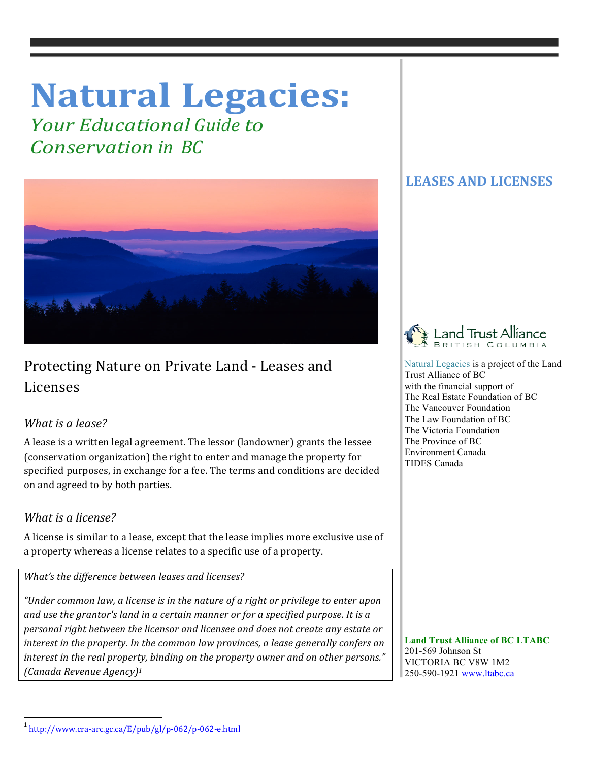# Natural Legacies:

*Your Educational Guide to Conservation in BC*

## LEASES AND LICENSES

Natural Legacies is a project of the Land Trust Alliance of BC with the financial support of
The Real Estate Foundation of BC
The Vancouver Foundation
The Law Foundation of BC
The Victoria Foundation
The Province of BC
Environment Canada
TIDES Canada

## Protecting Nature on Private Land - Leases and Licenses

### *What is a lease?*

A lease is a written legal agreement. The lessor (landowner) grants the lessee (conservation organization) the right to enter and manage the property for specified purposes, in exchange for a fee. The terms and conditions are decided on and agreed to by both parties.

### *What is a license?*

A license is similar to a lease, except that the lease implies more exclusive use of a property whereas a license relates to a specific use of a property.

> *What's the difference between leases and licenses?*
>
> *"Under common law, a license is in the nature of a right or privilege to enter upon and use the grantor's land in a certain manner or for a specified purpose. It is a personal right between the licensor and licensee and does not create any estate or interest in the property. In the common law provinces, a lease generally confers an interest in the real property, binding on the property owner and on other persons." (Canada Revenue Agency)[1]*

**Land Trust Alliance of BC LTABC**
201-569 Johnson St
VICTORIA BC V8W 1M2
250-590-1921 www.ltabc.ca

---

[1] http://www.cra-arc.gc.ca/E/pub/gl/p-062/p-062-e.html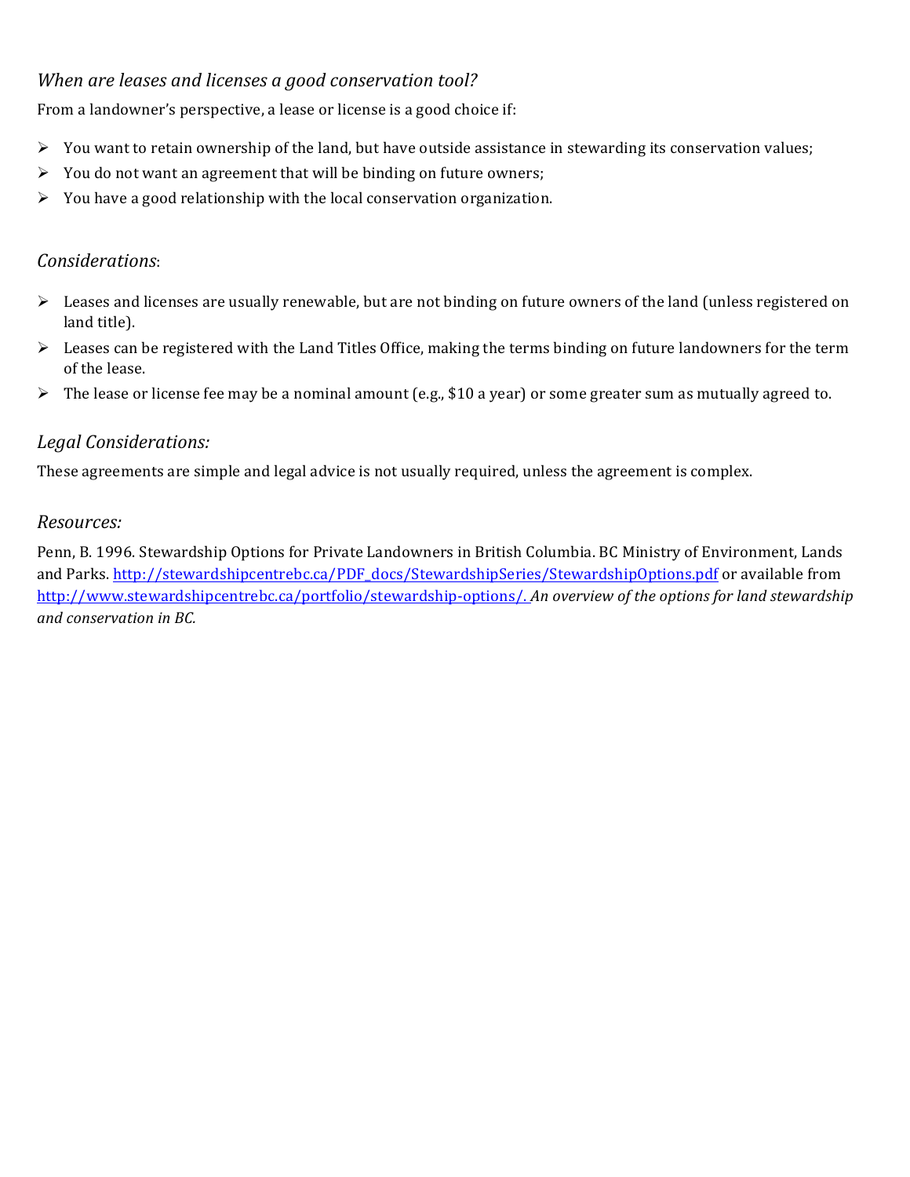### *When are leases and licenses a good conservation tool?*

From a landowner's perspective, a lease or license is a good choice if:

- You want to retain ownership of the land, but have outside assistance in stewarding its conservation values;
- You do not want an agreement that will be binding on future owners;
- You have a good relationship with the local conservation organization.

### *Considerations*:

- Leases and licenses are usually renewable, but are not binding on future owners of the land (unless registered on land title).
- Leases can be registered with the Land Titles Office, making the terms binding on future landowners for the term of the lease.
- The lease or license fee may be a nominal amount (e.g., $10 a year) or some greater sum as mutually agreed to.

### *Legal Considerations:*

These agreements are simple and legal advice is not usually required, unless the agreement is complex.

### *Resources:*

Penn, B. 1996. Stewardship Options for Private Landowners in British Columbia. BC Ministry of Environment, Lands and Parks. [http://stewardshipcentrebc.ca/PDF_docs/StewardshipSeries/StewardshipOptions.pdf](http://stewardshipcentrebc.ca/PDF_docs/StewardshipSeries/StewardshipOptions.pdf) or available from [http://www.stewardshipcentrebc.ca/portfolio/stewardship-options/.](http://www.stewardshipcentrebc.ca/portfolio/stewardship-options/) *An overview of the options for land stewardship and conservation in BC.*